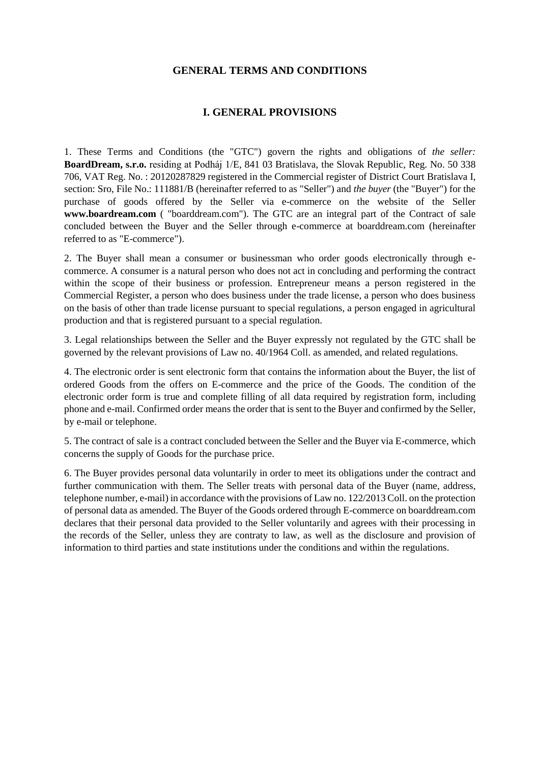# GENERAL TERMS AND CONDITIONS

## I. GENERAL PROVISIONS

1. These Terms and Conditions (the "GTC") govern the rights and obligations of *the seller:* **BoardDream, s.r.o.** residing at Podháj 1/E, 841 03 Bratislava, the Slovak Republic, Reg. No. 50 338 706, VAT Reg. No. : 20120287829 registered in the Commercial register of District Court Bratislava I, section: Sro, File No.: 111881/B (hereinafter referred to as "Seller") and *the buyer* (the "Buyer") for the purchase of goods offered by the Seller via e-commerce on the website of the Seller **www.boardream.com** ( "boarddream.com"). The GTC are an integral part of the Contract of sale concluded between the Buyer and the Seller through e-commerce at boarddream.com (hereinafter referred to as "E-commerce").

2. The Buyer shall mean a consumer or businessman who order goods electronically through e-commerce. A consumer is a natural person who does not act in concluding and performing the contract within the scope of their business or profession. Entrepreneur means a person registered in the Commercial Register, a person who does business under the trade license, a person who does business on the basis of other than trade license pursuant to special regulations, a person engaged in agricultural production and that is registered pursuant to a special regulation.

3. Legal relationships between the Seller and the Buyer expressly not regulated by the GTC shall be governed by the relevant provisions of Law no. 40/1964 Coll. as amended, and related regulations.

4. The electronic order is sent electronic form that contains the information about the Buyer, the list of ordered Goods from the offers on E-commerce and the price of the Goods. The condition of the electronic order form is true and complete filling of all data required by registration form, including phone and e-mail. Confirmed order means the order that is sent to the Buyer and confirmed by the Seller, by e-mail or telephone.

5. The contract of sale is a contract concluded between the Seller and the Buyer via E-commerce, which concerns the supply of Goods for the purchase price.

6. The Buyer provides personal data voluntarily in order to meet its obligations under the contract and further communication with them. The Seller treats with personal data of the Buyer (name, address, telephone number, e-mail) in accordance with the provisions of Law no. 122/2013 Coll. on the protection of personal data as amended. The Buyer of the Goods ordered through E-commerce on boarddream.com declares that their personal data provided to the Seller voluntarily and agrees with their processing in the records of the Seller, unless they are contraty to law, as well as the disclosure and provision of information to third parties and state institutions under the conditions and within the regulations.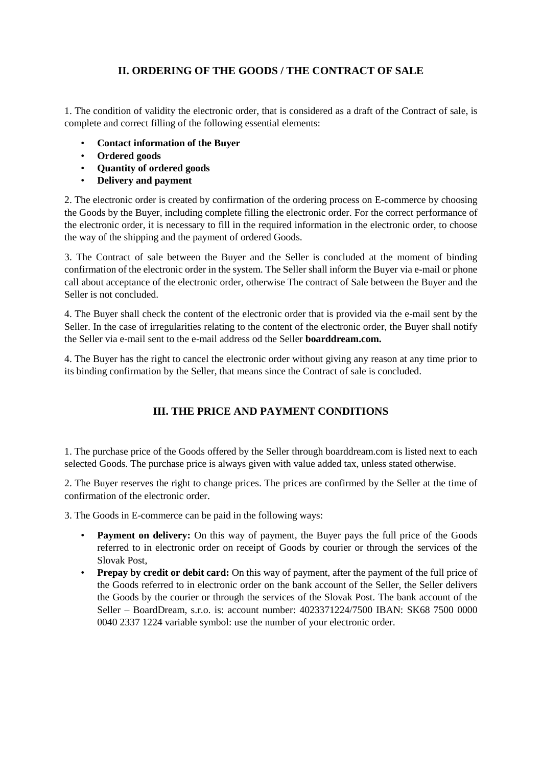## II. ORDERING OF THE GOODS / THE CONTRACT OF SALE

1. The condition of validity the electronic order, that is considered as a draft of the Contract of sale, is complete and correct filling of the following essential elements:

- **Contact information of the Buyer**
- **Ordered goods**
- **Quantity of ordered goods**
- **Delivery and payment**

2. The electronic order is created by confirmation of the ordering process on E-commerce by choosing the Goods by the Buyer, including complete filling the electronic order. For the correct performance of the electronic order, it is necessary to fill in the required information in the electronic order, to choose the way of the shipping and the payment of ordered Goods.

3. The Contract of sale between the Buyer and the Seller is concluded at the moment of binding confirmation of the electronic order in the system. The Seller shall inform the Buyer via e-mail or phone call about acceptance of the electronic order, otherwise The contract of Sale between the Buyer and the Seller is not concluded.

4. The Buyer shall check the content of the electronic order that is provided via the e-mail sent by the Seller. In the case of irregularities relating to the content of the electronic order, the Buyer shall notify the Seller via e-mail sent to the e-mail address od the Seller **boarddream.com.**

4. The Buyer has the right to cancel the electronic order without giving any reason at any time prior to its binding confirmation by the Seller, that means since the Contract of sale is concluded.

## III. THE PRICE AND PAYMENT CONDITIONS

1. The purchase price of the Goods offered by the Seller through boarddream.com is listed next to each selected Goods. The purchase price is always given with value added tax, unless stated otherwise.

2. The Buyer reserves the right to change prices. The prices are confirmed by the Seller at the time of confirmation of the electronic order.

3. The Goods in E-commerce can be paid in the following ways:

- **Payment on delivery:** On this way of payment, the Buyer pays the full price of the Goods referred to in electronic order on receipt of Goods by courier or through the services of the Slovak Post,
- **Prepay by credit or debit card:** On this way of payment, after the payment of the full price of the Goods referred to in electronic order on the bank account of the Seller, the Seller delivers the Goods by the courier or through the services of the Slovak Post. The bank account of the Seller – BoardDream, s.r.o. is: account number: 4023371224/7500 IBAN: SK68 7500 0000 0040 2337 1224 variable symbol: use the number of your electronic order.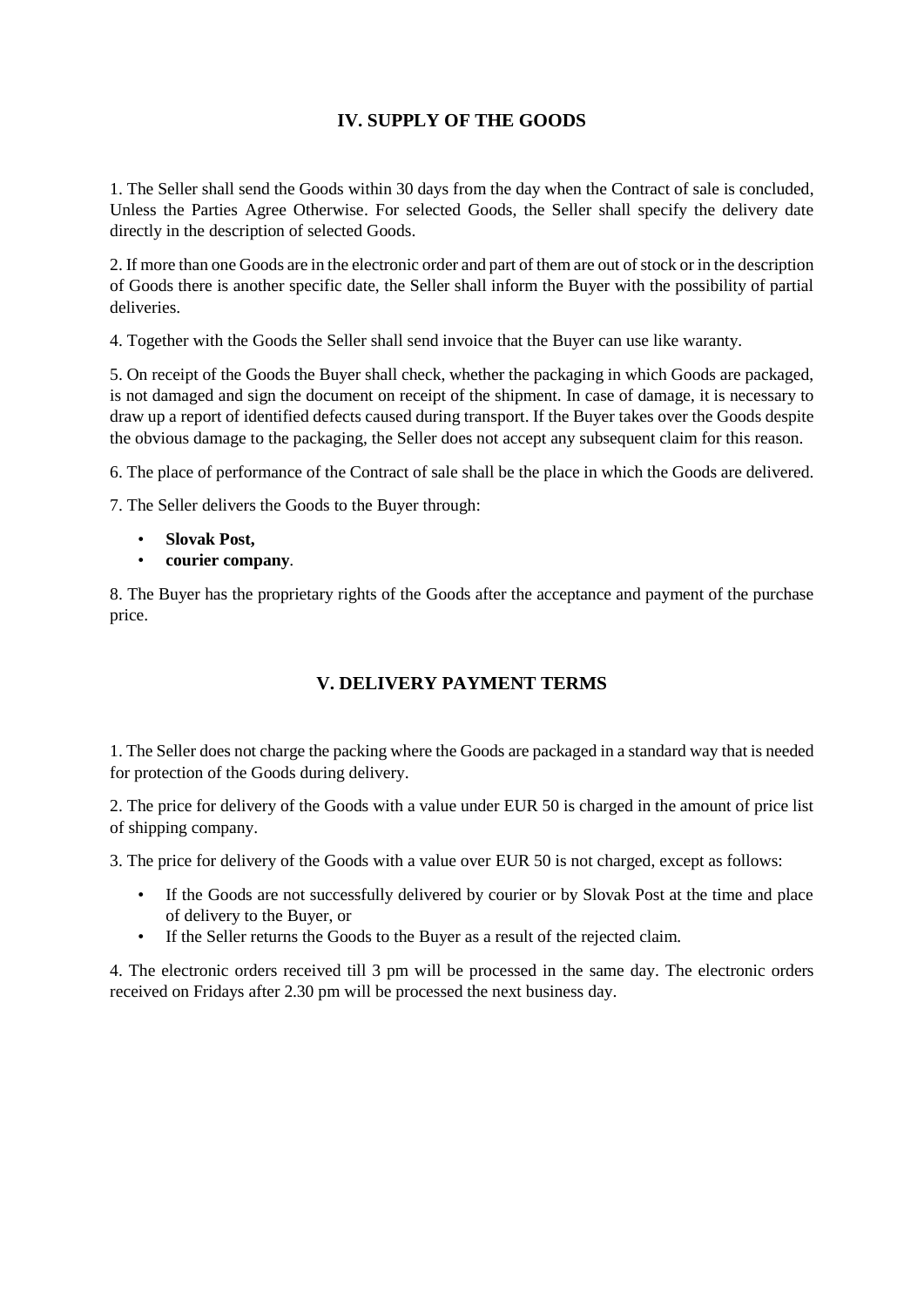## IV. SUPPLY OF THE GOODS

1. The Seller shall send the Goods within 30 days from the day when the Contract of sale is concluded, Unless the Parties Agree Otherwise. For selected Goods, the Seller shall specify the delivery date directly in the description of selected Goods.

2. If more than one Goods are in the electronic order and part of them are out of stock or in the description of Goods there is another specific date, the Seller shall inform the Buyer with the possibility of partial deliveries.

4. Together with the Goods the Seller shall send invoice that the Buyer can use like waranty.

5. On receipt of the Goods the Buyer shall check, whether the packaging in which Goods are packaged, is not damaged and sign the document on receipt of the shipment. In case of damage, it is necessary to draw up a report of identified defects caused during transport. If the Buyer takes over the Goods despite the obvious damage to the packaging, the Seller does not accept any subsequent claim for this reason.

6. The place of performance of the Contract of sale shall be the place in which the Goods are delivered.

7. The Seller delivers the Goods to the Buyer through:

- **Slovak Post,**
- **courier company**.

8. The Buyer has the proprietary rights of the Goods after the acceptance and payment of the purchase price.

## V. DELIVERY PAYMENT TERMS

1. The Seller does not charge the packing where the Goods are packaged in a standard way that is needed for protection of the Goods during delivery.

2. The price for delivery of the Goods with a value under EUR 50 is charged in the amount of price list of shipping company.

3. The price for delivery of the Goods with a value over EUR 50 is not charged, except as follows:

- If the Goods are not successfully delivered by courier or by Slovak Post at the time and place of delivery to the Buyer, or
- If the Seller returns the Goods to the Buyer as a result of the rejected claim.

4. The electronic orders received till 3 pm will be processed in the same day. The electronic orders received on Fridays after 2.30 pm will be processed the next business day.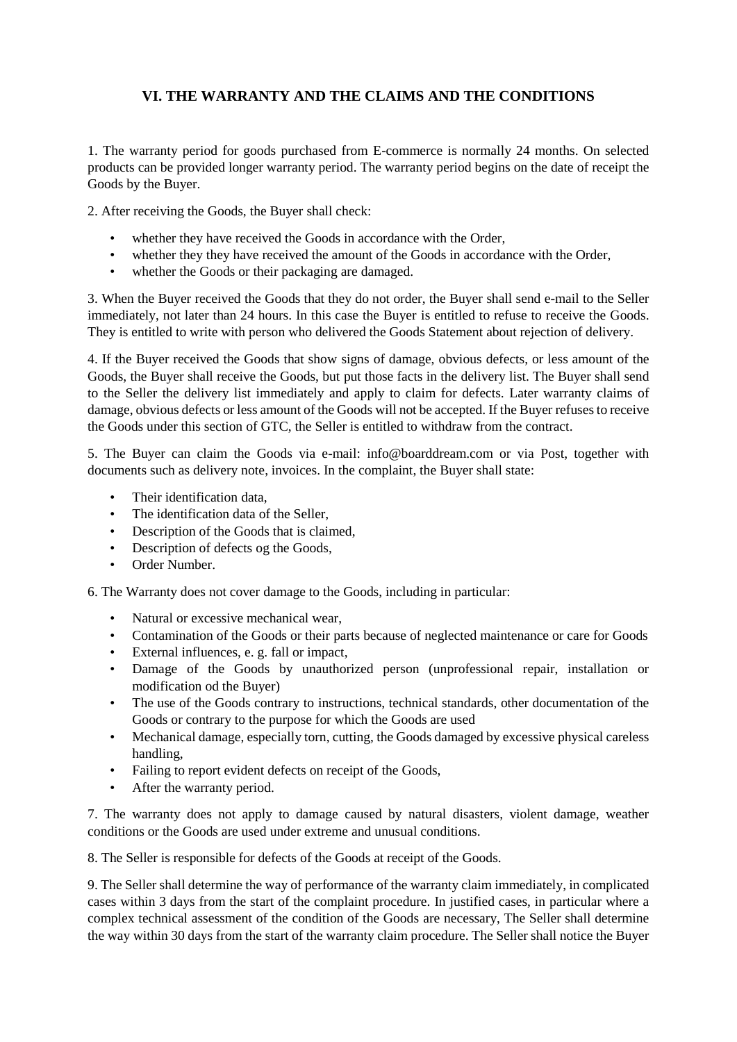## VI. THE WARRANTY AND THE CLAIMS AND THE CONDITIONS

1. The warranty period for goods purchased from E-commerce is normally 24 months. On selected products can be provided longer warranty period. The warranty period begins on the date of receipt the Goods by the Buyer.

2. After receiving the Goods, the Buyer shall check:

- whether they have received the Goods in accordance with the Order,
- whether they they have received the amount of the Goods in accordance with the Order,
- whether the Goods or their packaging are damaged.

3. When the Buyer received the Goods that they do not order, the Buyer shall send e-mail to the Seller immediately, not later than 24 hours. In this case the Buyer is entitled to refuse to receive the Goods. They is entitled to write with person who delivered the Goods Statement about rejection of delivery.

4. If the Buyer received the Goods that show signs of damage, obvious defects, or less amount of the Goods, the Buyer shall receive the Goods, but put those facts in the delivery list. The Buyer shall send to the Seller the delivery list immediately and apply to claim for defects. Later warranty claims of damage, obvious defects or less amount of the Goods will not be accepted. If the Buyer refuses to receive the Goods under this section of GTC, the Seller is entitled to withdraw from the contract.

5. The Buyer can claim the Goods via e-mail: info@boarddream.com or via Post, together with documents such as delivery note, invoices. In the complaint, the Buyer shall state:

- Their identification data,
- The identification data of the Seller,
- Description of the Goods that is claimed,
- Description of defects og the Goods,
- Order Number.

6. The Warranty does not cover damage to the Goods, including in particular:

- Natural or excessive mechanical wear,
- Contamination of the Goods or their parts because of neglected maintenance or care for Goods
- External influences, e. g. fall or impact,
- Damage of the Goods by unauthorized person (unprofessional repair, installation or modification od the Buyer)
- The use of the Goods contrary to instructions, technical standards, other documentation of the Goods or contrary to the purpose for which the Goods are used
- Mechanical damage, especially torn, cutting, the Goods damaged by excessive physical careless handling,
- Failing to report evident defects on receipt of the Goods,
- After the warranty period.

7. The warranty does not apply to damage caused by natural disasters, violent damage, weather conditions or the Goods are used under extreme and unusual conditions.

8. The Seller is responsible for defects of the Goods at receipt of the Goods.

9. The Seller shall determine the way of performance of the warranty claim immediately, in complicated cases within 3 days from the start of the complaint procedure. In justified cases, in particular where a complex technical assessment of the condition of the Goods are necessary, The Seller shall determine the way within 30 days from the start of the warranty claim procedure. The Seller shall notice the Buyer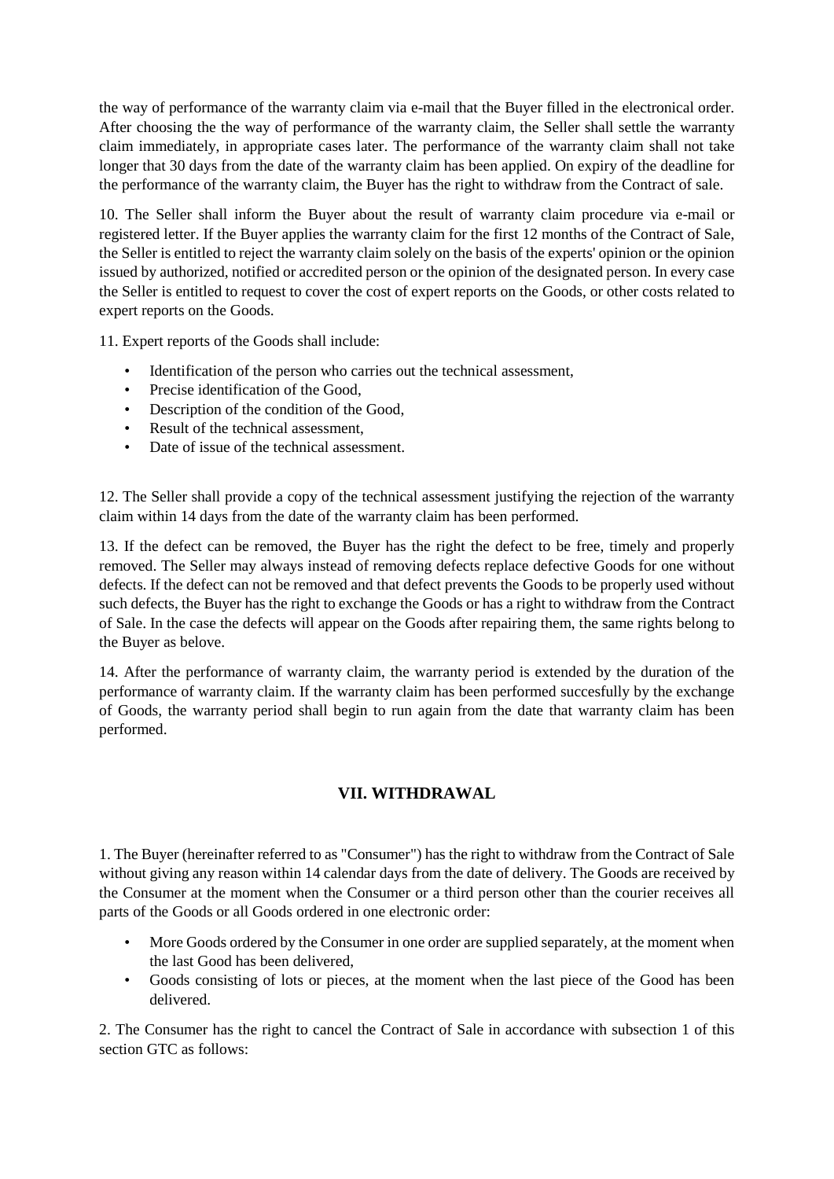the way of performance of the warranty claim via e-mail that the Buyer filled in the electronical order. After choosing the the way of performance of the warranty claim, the Seller shall settle the warranty claim immediately, in appropriate cases later. The performance of the warranty claim shall not take longer that 30 days from the date of the warranty claim has been applied. On expiry of the deadline for the performance of the warranty claim, the Buyer has the right to withdraw from the Contract of sale.

10. The Seller shall inform the Buyer about the result of warranty claim procedure via e-mail or registered letter. If the Buyer applies the warranty claim for the first 12 months of the Contract of Sale, the Seller is entitled to reject the warranty claim solely on the basis of the experts' opinion or the opinion issued by authorized, notified or accredited person or the opinion of the designated person. In every case the Seller is entitled to request to cover the cost of expert reports on the Goods, or other costs related to expert reports on the Goods.

11. Expert reports of the Goods shall include:

- Identification of the person who carries out the technical assessment,
- Precise identification of the Good,
- Description of the condition of the Good,
- Result of the technical assessment,
- Date of issue of the technical assessment.

12. The Seller shall provide a copy of the technical assessment justifying the rejection of the warranty claim within 14 days from the date of the warranty claim has been performed.

13. If the defect can be removed, the Buyer has the right the defect to be free, timely and properly removed. The Seller may always instead of removing defects replace defective Goods for one without defects. If the defect can not be removed and that defect prevents the Goods to be properly used without such defects, the Buyer has the right to exchange the Goods or has a right to withdraw from the Contract of Sale. In the case the defects will appear on the Goods after repairing them, the same rights belong to the Buyer as belove.

14. After the performance of warranty claim, the warranty period is extended by the duration of the performance of warranty claim. If the warranty claim has been performed succesfully by the exchange of Goods, the warranty period shall begin to run again from the date that warranty claim has been performed.

## VII. WITHDRAWAL

1. The Buyer (hereinafter referred to as "Consumer") has the right to withdraw from the Contract of Sale without giving any reason within 14 calendar days from the date of delivery. The Goods are received by the Consumer at the moment when the Consumer or a third person other than the courier receives all parts of the Goods or all Goods ordered in one electronic order:

- More Goods ordered by the Consumer in one order are supplied separately, at the moment when the last Good has been delivered,
- Goods consisting of lots or pieces, at the moment when the last piece of the Good has been delivered.

2. The Consumer has the right to cancel the Contract of Sale in accordance with subsection 1 of this section GTC as follows: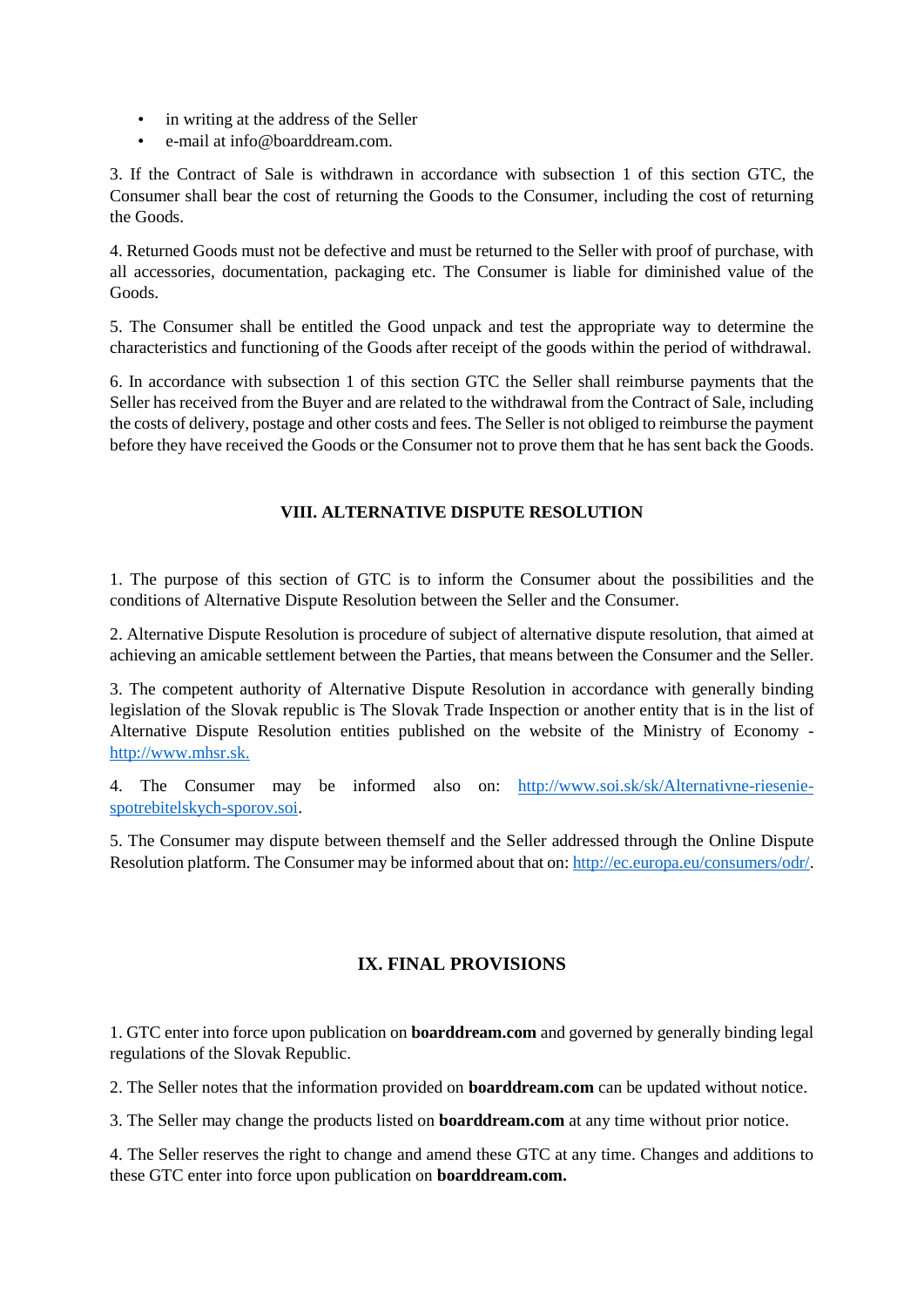- in writing at the address of the Seller
- e-mail at info@boarddream.com.

3. If the Contract of Sale is withdrawn in accordance with subsection 1 of this section GTC, the Consumer shall bear the cost of returning the Goods to the Consumer, including the cost of returning the Goods.

4. Returned Goods must not be defective and must be returned to the Seller with proof of purchase, with all accessories, documentation, packaging etc. The Consumer is liable for diminished value of the Goods.

5. The Consumer shall be entitled the Good unpack and test the appropriate way to determine the characteristics and functioning of the Goods after receipt of the goods within the period of withdrawal.

6. In accordance with subsection 1 of this section GTC the Seller shall reimburse payments that the Seller has received from the Buyer and are related to the withdrawal from the Contract of Sale, including the costs of delivery, postage and other costs and fees. The Seller is not obliged to reimburse the payment before they have received the Goods or the Consumer not to prove them that he has sent back the Goods.

## VIII. ALTERNATIVE DISPUTE RESOLUTION

1. The purpose of this section of GTC is to inform the Consumer about the possibilities and the conditions of Alternative Dispute Resolution between the Seller and the Consumer.

2. Alternative Dispute Resolution is procedure of subject of alternative dispute resolution, that aimed at achieving an amicable settlement between the Parties, that means between the Consumer and the Seller.

3. The competent authority of Alternative Dispute Resolution in accordance with generally binding legislation of the Slovak republic is The Slovak Trade Inspection or another entity that is in the list of Alternative Dispute Resolution entities published on the website of the Ministry of Economy - [http://www.mhsr.sk.](http://www.mhsr.sk)

4. The Consumer may be informed also on: [http://www.soi.sk/sk/Alternativne-riesenie-spotrebitelskych-sporov.soi](http://www.soi.sk/sk/Alternativne-riesenie-spotrebitelskych-sporov.soi).

5. The Consumer may dispute between themself and the Seller addressed through the Online Dispute Resolution platform. The Consumer may be informed about that on: [http://ec.europa.eu/consumers/odr/](http://ec.europa.eu/consumers/odr/).

## IX. FINAL PROVISIONS

1. GTC enter into force upon publication on **boarddream.com** and governed by generally binding legal regulations of the Slovak Republic.

2. The Seller notes that the information provided on **boarddream.com** can be updated without notice.

3. The Seller may change the products listed on **boarddream.com** at any time without prior notice.

4. The Seller reserves the right to change and amend these GTC at any time. Changes and additions to these GTC enter into force upon publication on **boarddream.com.**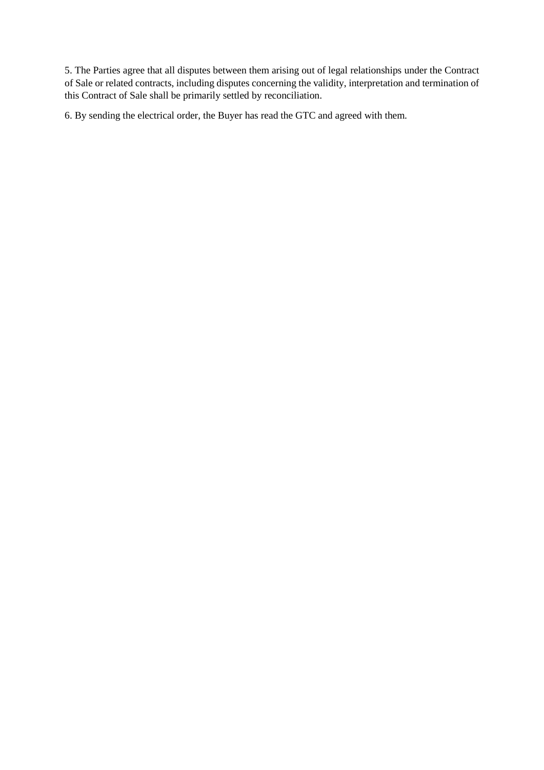5. The Parties agree that all disputes between them arising out of legal relationships under the Contract of Sale or related contracts, including disputes concerning the validity, interpretation and termination of this Contract of Sale shall be primarily settled by reconciliation.

6. By sending the electrical order, the Buyer has read the GTC and agreed with them.